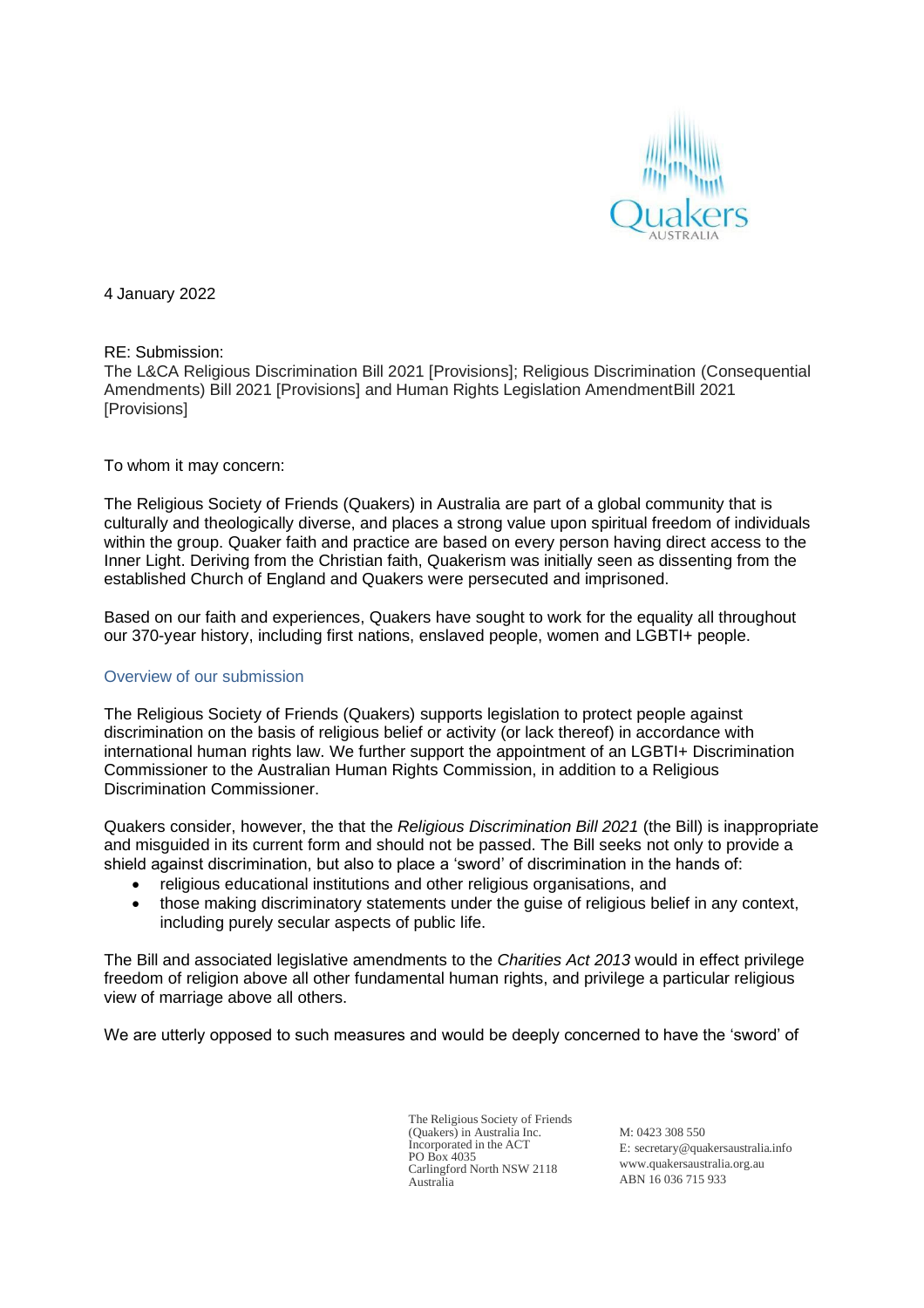4 January 2022

RE: Submission:
The L&CA Religious Discrimination Bill 2021 [Provisions]; Religious Discrimination (Consequential Amendments) Bill 2021 [Provisions] and Human Rights Legislation AmendmentBill 2021 [Provisions]

To whom it may concern:

The Religious Society of Friends (Quakers) in Australia are part of a global community that is culturally and theologically diverse, and places a strong value upon spiritual freedom of individuals within the group. Quaker faith and practice are based on every person having direct access to the Inner Light. Deriving from the Christian faith, Quakerism was initially seen as dissenting from the established Church of England and Quakers were persecuted and imprisoned.

Based on our faith and experiences, Quakers have sought to work for the equality all throughout our 370-year history, including first nations, enslaved people, women and LGBTI+ people.

## Overview of our submission

The Religious Society of Friends (Quakers) supports legislation to protect people against discrimination on the basis of religious belief or activity (or lack thereof) in accordance with international human rights law. We further support the appointment of an LGBTI+ Discrimination Commissioner to the Australian Human Rights Commission, in addition to a Religious Discrimination Commissioner.

Quakers consider, however, the that the *Religious Discrimination Bill 2021* (the Bill) is inappropriate and misguided in its current form and should not be passed. The Bill seeks not only to provide a shield against discrimination, but also to place a 'sword' of discrimination in the hands of:

- religious educational institutions and other religious organisations, and
- those making discriminatory statements under the guise of religious belief in any context, including purely secular aspects of public life.

The Bill and associated legislative amendments to the *Charities Act 2013* would in effect privilege freedom of religion above all other fundamental human rights, and privilege a particular religious view of marriage above all others.

We are utterly opposed to such measures and would be deeply concerned to have the 'sword' of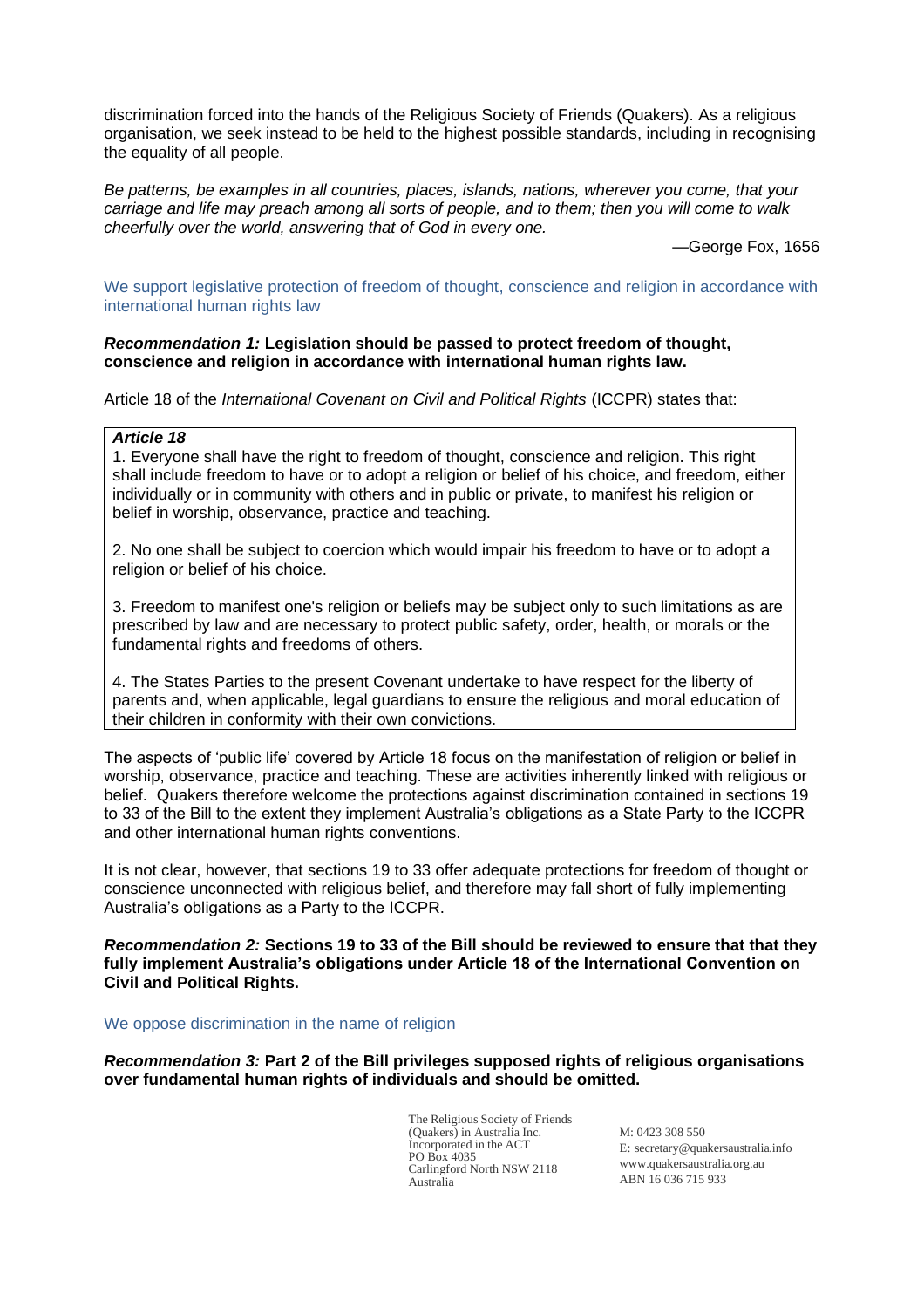discrimination forced into the hands of the Religious Society of Friends (Quakers). As a religious organisation, we seek instead to be held to the highest possible standards, including in recognising the equality of all people.

*Be patterns, be examples in all countries, places, islands, nations, wherever you come, that your carriage and life may preach among all sorts of people, and to them; then you will come to walk cheerfully over the world, answering that of God in every one.*

—George Fox, 1656

## We support legislative protection of freedom of thought, conscience and religion in accordance with international human rights law

***Recommendation 1:*** **Legislation should be passed to protect freedom of thought, conscience and religion in accordance with international human rights law.**

Article 18 of the *International Covenant on Civil and Political Rights* (ICCPR) states that:

> ***Article 18***
>
> 1. Everyone shall have the right to freedom of thought, conscience and religion. This right shall include freedom to have or to adopt a religion or belief of his choice, and freedom, either individually or in community with others and in public or private, to manifest his religion or belief in worship, observance, practice and teaching.
>
> 2. No one shall be subject to coercion which would impair his freedom to have or to adopt a religion or belief of his choice.
>
> 3. Freedom to manifest one's religion or beliefs may be subject only to such limitations as are prescribed by law and are necessary to protect public safety, order, health, or morals or the fundamental rights and freedoms of others.
>
> 4. The States Parties to the present Covenant undertake to have respect for the liberty of parents and, when applicable, legal guardians to ensure the religious and moral education of their children in conformity with their own convictions.

The aspects of 'public life' covered by Article 18 focus on the manifestation of religion or belief in worship, observance, practice and teaching. These are activities inherently linked with religious or belief. Quakers therefore welcome the protections against discrimination contained in sections 19 to 33 of the Bill to the extent they implement Australia's obligations as a State Party to the ICCPR and other international human rights conventions.

It is not clear, however, that sections 19 to 33 offer adequate protections for freedom of thought or conscience unconnected with religious belief, and therefore may fall short of fully implementing Australia's obligations as a Party to the ICCPR.

***Recommendation 2:*** **Sections 19 to 33 of the Bill should be reviewed to ensure that that they fully implement Australia's obligations under Article 18 of the International Convention on Civil and Political Rights.**

## We oppose discrimination in the name of religion

***Recommendation 3:*** **Part 2 of the Bill privileges supposed rights of religious organisations over fundamental human rights of individuals and should be omitted.**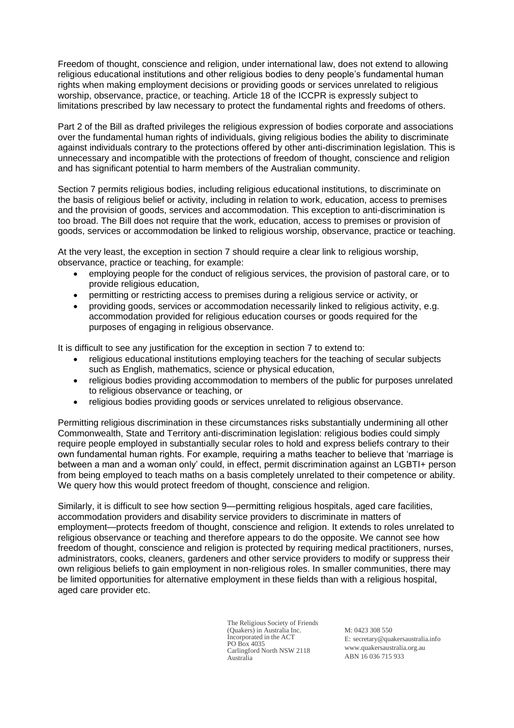Freedom of thought, conscience and religion, under international law, does not extend to allowing religious educational institutions and other religious bodies to deny people's fundamental human rights when making employment decisions or providing goods or services unrelated to religious worship, observance, practice, or teaching. Article 18 of the ICCPR is expressly subject to limitations prescribed by law necessary to protect the fundamental rights and freedoms of others.

Part 2 of the Bill as drafted privileges the religious expression of bodies corporate and associations over the fundamental human rights of individuals, giving religious bodies the ability to discriminate against individuals contrary to the protections offered by other anti-discrimination legislation. This is unnecessary and incompatible with the protections of freedom of thought, conscience and religion and has significant potential to harm members of the Australian community.

Section 7 permits religious bodies, including religious educational institutions, to discriminate on the basis of religious belief or activity, including in relation to work, education, access to premises and the provision of goods, services and accommodation. This exception to anti-discrimination is too broad. The Bill does not require that the work, education, access to premises or provision of goods, services or accommodation be linked to religious worship, observance, practice or teaching.

At the very least, the exception in section 7 should require a clear link to religious worship, observance, practice or teaching, for example:

- employing people for the conduct of religious services, the provision of pastoral care, or to provide religious education,
- permitting or restricting access to premises during a religious service or activity, or
- providing goods, services or accommodation necessarily linked to religious activity, e.g. accommodation provided for religious education courses or goods required for the purposes of engaging in religious observance.

It is difficult to see any justification for the exception in section 7 to extend to:

- religious educational institutions employing teachers for the teaching of secular subjects such as English, mathematics, science or physical education,
- religious bodies providing accommodation to members of the public for purposes unrelated to religious observance or teaching, or
- religious bodies providing goods or services unrelated to religious observance.

Permitting religious discrimination in these circumstances risks substantially undermining all other Commonwealth, State and Territory anti-discrimination legislation: religious bodies could simply require people employed in substantially secular roles to hold and express beliefs contrary to their own fundamental human rights. For example, requiring a maths teacher to believe that 'marriage is between a man and a woman only' could, in effect, permit discrimination against an LGBTI+ person from being employed to teach maths on a basis completely unrelated to their competence or ability. We query how this would protect freedom of thought, conscience and religion.

Similarly, it is difficult to see how section 9—permitting religious hospitals, aged care facilities, accommodation providers and disability service providers to discriminate in matters of employment—protects freedom of thought, conscience and religion. It extends to roles unrelated to religious observance or teaching and therefore appears to do the opposite. We cannot see how freedom of thought, conscience and religion is protected by requiring medical practitioners, nurses, administrators, cooks, cleaners, gardeners and other service providers to modify or suppress their own religious beliefs to gain employment in non-religious roles. In smaller communities, there may be limited opportunities for alternative employment in these fields than with a religious hospital, aged care provider etc.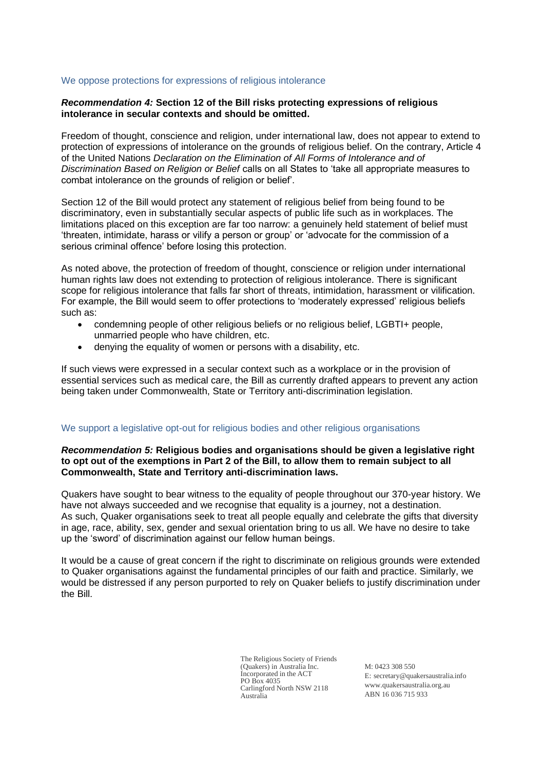## We oppose protections for expressions of religious intolerance

***Recommendation 4:*** **Section 12 of the Bill risks protecting expressions of religious intolerance in secular contexts and should be omitted.**

Freedom of thought, conscience and religion, under international law, does not appear to extend to protection of expressions of intolerance on the grounds of religious belief. On the contrary, Article 4 of the United Nations *Declaration on the Elimination of All Forms of Intolerance and of Discrimination Based on Religion or Belief* calls on all States to 'take all appropriate measures to combat intolerance on the grounds of religion or belief'.

Section 12 of the Bill would protect any statement of religious belief from being found to be discriminatory, even in substantially secular aspects of public life such as in workplaces. The limitations placed on this exception are far too narrow: a genuinely held statement of belief must 'threaten, intimidate, harass or vilify a person or group' or 'advocate for the commission of a serious criminal offence' before losing this protection.

As noted above, the protection of freedom of thought, conscience or religion under international human rights law does not extending to protection of religious intolerance. There is significant scope for religious intolerance that falls far short of threats, intimidation, harassment or vilification. For example, the Bill would seem to offer protections to 'moderately expressed' religious beliefs such as:

- condemning people of other religious beliefs or no religious belief, LGBTI+ people, unmarried people who have children, etc.
- denying the equality of women or persons with a disability, etc.

If such views were expressed in a secular context such as a workplace or in the provision of essential services such as medical care, the Bill as currently drafted appears to prevent any action being taken under Commonwealth, State or Territory anti-discrimination legislation.

## We support a legislative opt-out for religious bodies and other religious organisations

***Recommendation 5:*** **Religious bodies and organisations should be given a legislative right to opt out of the exemptions in Part 2 of the Bill, to allow them to remain subject to all Commonwealth, State and Territory anti-discrimination laws.**

Quakers have sought to bear witness to the equality of people throughout our 370-year history. We have not always succeeded and we recognise that equality is a journey, not a destination. As such, Quaker organisations seek to treat all people equally and celebrate the gifts that diversity in age, race, ability, sex, gender and sexual orientation bring to us all. We have no desire to take up the 'sword' of discrimination against our fellow human beings.

It would be a cause of great concern if the right to discriminate on religious grounds were extended to Quaker organisations against the fundamental principles of our faith and practice. Similarly, we would be distressed if any person purported to rely on Quaker beliefs to justify discrimination under the Bill.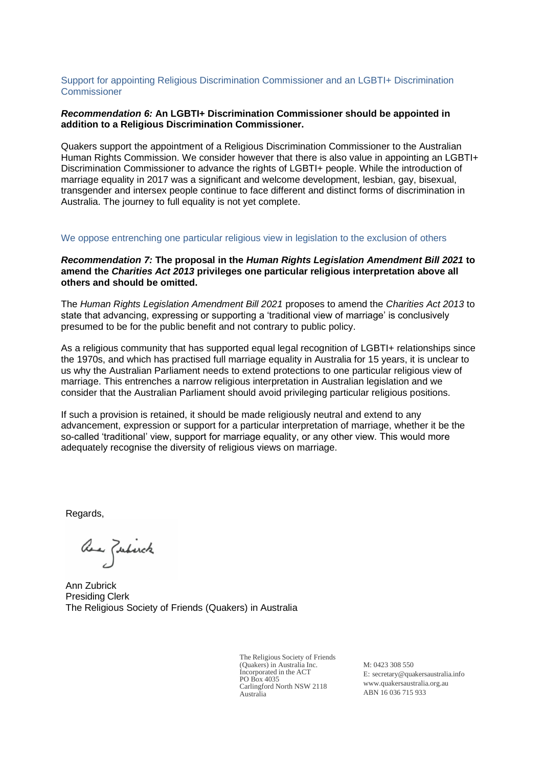## Support for appointing Religious Discrimination Commissioner and an LGBTI+ Discrimination Commissioner

***Recommendation 6:* An LGBTI+ Discrimination Commissioner should be appointed in addition to a Religious Discrimination Commissioner.**

Quakers support the appointment of a Religious Discrimination Commissioner to the Australian Human Rights Commission. We consider however that there is also value in appointing an LGBTI+ Discrimination Commissioner to advance the rights of LGBTI+ people. While the introduction of marriage equality in 2017 was a significant and welcome development, lesbian, gay, bisexual, transgender and intersex people continue to face different and distinct forms of discrimination in Australia. The journey to full equality is not yet complete.

## We oppose entrenching one particular religious view in legislation to the exclusion of others

***Recommendation 7:* The proposal in the *Human Rights Legislation Amendment Bill 2021* to amend the *Charities Act 2013* privileges one particular religious interpretation above all others and should be omitted.**

The *Human Rights Legislation Amendment Bill 2021* proposes to amend the *Charities Act 2013* to state that advancing, expressing or supporting a 'traditional view of marriage' is conclusively presumed to be for the public benefit and not contrary to public policy.

As a religious community that has supported equal legal recognition of LGBTI+ relationships since the 1970s, and which has practised full marriage equality in Australia for 15 years, it is unclear to us why the Australian Parliament needs to extend protections to one particular religious view of marriage. This entrenches a narrow religious interpretation in Australian legislation and we consider that the Australian Parliament should avoid privileging particular religious positions.

If such a provision is retained, it should be made religiously neutral and extend to any advancement, expression or support for a particular interpretation of marriage, whether it be the so-called 'traditional' view, support for marriage equality, or any other view. This would more adequately recognise the diversity of religious views on marriage.

Regards,

Ann Zubrick
Presiding Clerk
The Religious Society of Friends (Quakers) in Australia

The Religious Society of Friends (Quakers) in Australia Inc.
Incorporated in the ACT
PO Box 4035
Carlingford North NSW 2118
Australia

M: 0423 308 550
E: secretary@quakersaustralia.info
www.quakersaustralia.org.au
ABN 16 036 715 933